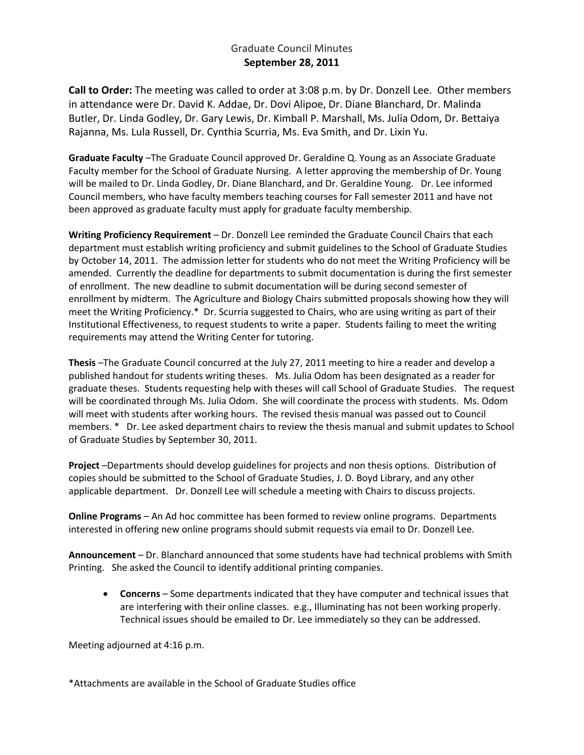# Graduate Council Minutes

## September 28, 2011

**Call to Order:** The meeting was called to order at 3:08 p.m. by Dr. Donzell Lee. Other members in attendance were Dr. David K. Addae, Dr. Dovi Alipoe, Dr. Diane Blanchard, Dr. Malinda Butler, Dr. Linda Godley, Dr. Gary Lewis, Dr. Kimball P. Marshall, Ms. Julia Odom, Dr. Bettaiya Rajanna, Ms. Lula Russell, Dr. Cynthia Scurria, Ms. Eva Smith, and Dr. Lixin Yu.

**Graduate Faculty** –The Graduate Council approved Dr. Geraldine Q. Young as an Associate Graduate Faculty member for the School of Graduate Nursing. A letter approving the membership of Dr. Young will be mailed to Dr. Linda Godley, Dr. Diane Blanchard, and Dr. Geraldine Young. Dr. Lee informed Council members, who have faculty members teaching courses for Fall semester 2011 and have not been approved as graduate faculty must apply for graduate faculty membership.

**Writing Proficiency Requirement** – Dr. Donzell Lee reminded the Graduate Council Chairs that each department must establish writing proficiency and submit guidelines to the School of Graduate Studies by October 14, 2011. The admission letter for students who do not meet the Writing Proficiency will be amended. Currently the deadline for departments to submit documentation is during the first semester of enrollment. The new deadline to submit documentation will be during second semester of enrollment by midterm. The Agriculture and Biology Chairs submitted proposals showing how they will meet the Writing Proficiency.* Dr. Scurria suggested to Chairs, who are using writing as part of their Institutional Effectiveness, to request students to write a paper. Students failing to meet the writing requirements may attend the Writing Center for tutoring.

**Thesis** –The Graduate Council concurred at the July 27, 2011 meeting to hire a reader and develop a published handout for students writing theses. Ms. Julia Odom has been designated as a reader for graduate theses. Students requesting help with theses will call School of Graduate Studies. The request will be coordinated through Ms. Julia Odom. She will coordinate the process with students. Ms. Odom will meet with students after working hours. The revised thesis manual was passed out to Council members. * Dr. Lee asked department chairs to review the thesis manual and submit updates to School of Graduate Studies by September 30, 2011.

**Project** –Departments should develop guidelines for projects and non thesis options. Distribution of copies should be submitted to the School of Graduate Studies, J. D. Boyd Library, and any other applicable department. Dr. Donzell Lee will schedule a meeting with Chairs to discuss projects.

**Online Programs** – An Ad hoc committee has been formed to review online programs. Departments interested in offering new online programs should submit requests via email to Dr. Donzell Lee.

**Announcement** – Dr. Blanchard announced that some students have had technical problems with Smith Printing. She asked the Council to identify additional printing companies.

- **Concerns** – Some departments indicated that they have computer and technical issues that are interfering with their online classes. e.g., Illuminating has not been working properly. Technical issues should be emailed to Dr. Lee immediately so they can be addressed.

Meeting adjourned at 4:16 p.m.

*Attachments are available in the School of Graduate Studies office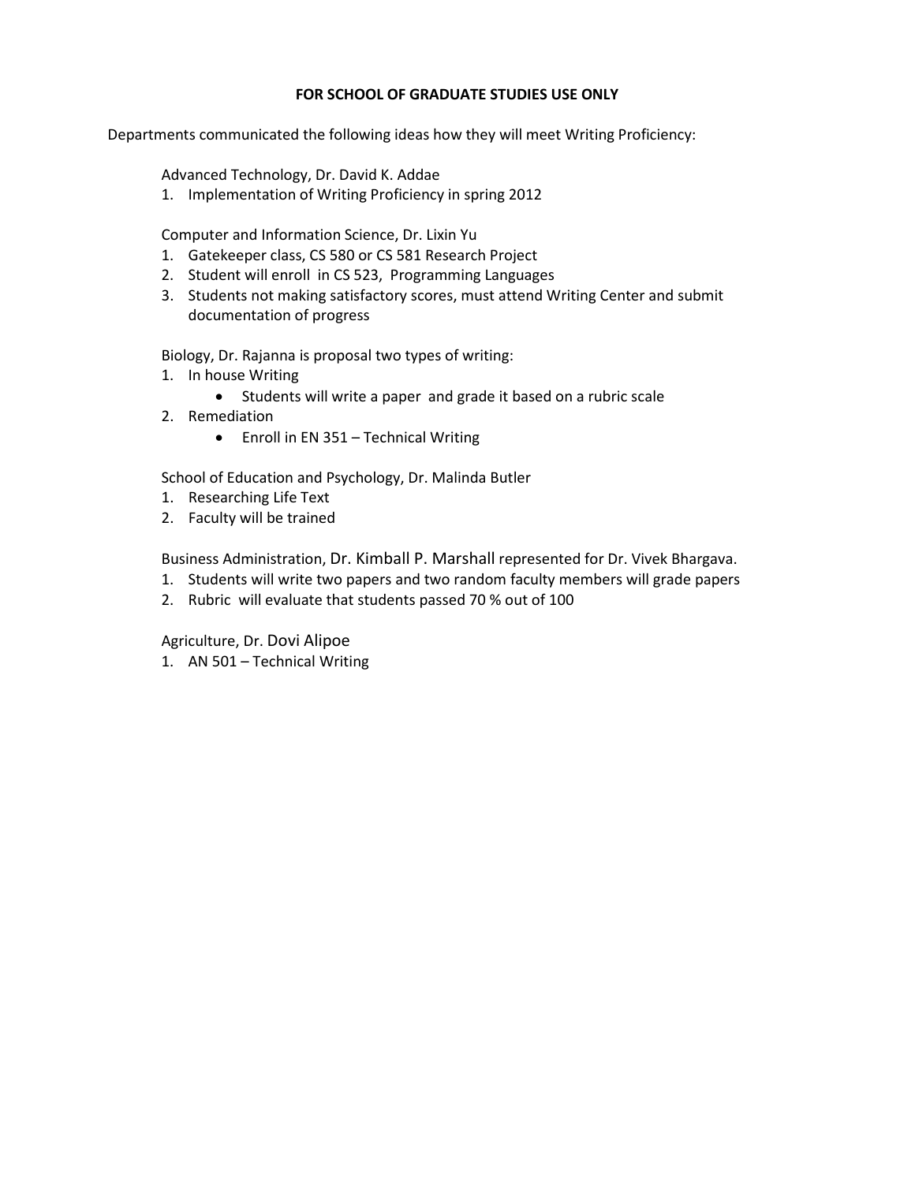**FOR SCHOOL OF GRADUATE STUDIES USE ONLY**

Departments communicated the following ideas how they will meet Writing Proficiency:

Advanced Technology, Dr. David K. Addae

1. Implementation of Writing Proficiency in spring 2012

Computer and Information Science, Dr. Lixin Yu

1. Gatekeeper class, CS 580 or CS 581 Research Project
2. Student will enroll in CS 523, Programming Languages
3. Students not making satisfactory scores, must attend Writing Center and submit documentation of progress

Biology, Dr. Rajanna is proposal two types of writing:

1. In house Writing
   - Students will write a paper and grade it based on a rubric scale
2. Remediation
   - Enroll in EN 351 – Technical Writing

School of Education and Psychology, Dr. Malinda Butler

1. Researching Life Text
2. Faculty will be trained

Business Administration, Dr. Kimball P. Marshall represented for Dr. Vivek Bhargava.

1. Students will write two papers and two random faculty members will grade papers
2. Rubric will evaluate that students passed 70 % out of 100

Agriculture, Dr. Dovi Alipoe

1. AN 501 – Technical Writing